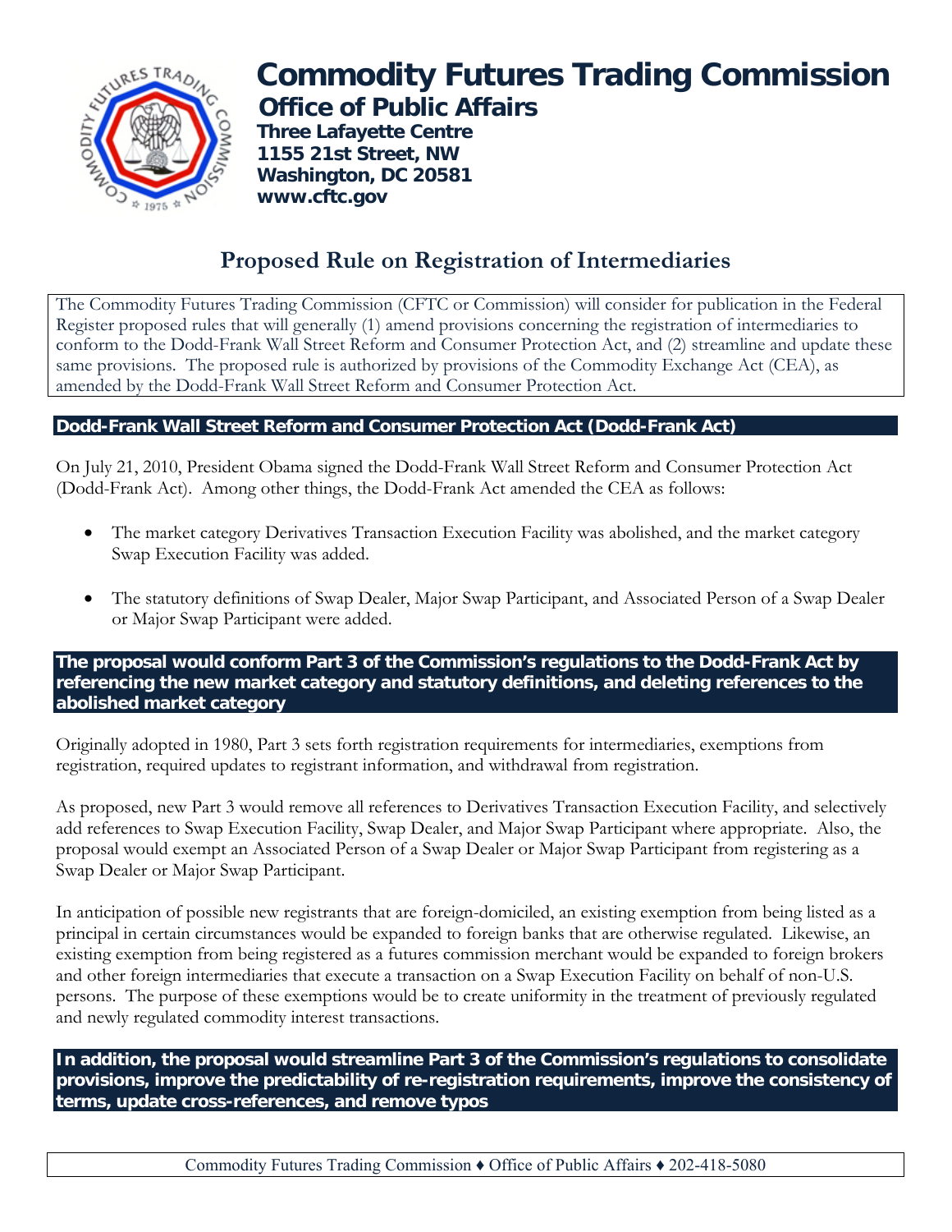# Commodity Futures Trading Commission

## Office of Public Affairs

**Three Lafayette Centre**
**1155 21st Street, NW**
**Washington, DC 20581**
**www.cftc.gov**

## Proposed Rule on Registration of Intermediaries

The Commodity Futures Trading Commission (CFTC or Commission) will consider for publication in the Federal Register proposed rules that will generally (1) amend provisions concerning the registration of intermediaries to conform to the Dodd-Frank Wall Street Reform and Consumer Protection Act, and (2) streamline and update these same provisions. The proposed rule is authorized by provisions of the Commodity Exchange Act (CEA), as amended by the Dodd-Frank Wall Street Reform and Consumer Protection Act.

### Dodd-Frank Wall Street Reform and Consumer Protection Act (Dodd-Frank Act)

On July 21, 2010, President Obama signed the Dodd-Frank Wall Street Reform and Consumer Protection Act (Dodd-Frank Act). Among other things, the Dodd-Frank Act amended the CEA as follows:

- The market category Derivatives Transaction Execution Facility was abolished, and the market category Swap Execution Facility was added.
- The statutory definitions of Swap Dealer, Major Swap Participant, and Associated Person of a Swap Dealer or Major Swap Participant were added.

### The proposal would conform Part 3 of the Commission's regulations to the Dodd-Frank Act by referencing the new market category and statutory definitions, and deleting references to the abolished market category

Originally adopted in 1980, Part 3 sets forth registration requirements for intermediaries, exemptions from registration, required updates to registrant information, and withdrawal from registration.

As proposed, new Part 3 would remove all references to Derivatives Transaction Execution Facility, and selectively add references to Swap Execution Facility, Swap Dealer, and Major Swap Participant where appropriate. Also, the proposal would exempt an Associated Person of a Swap Dealer or Major Swap Participant from registering as a Swap Dealer or Major Swap Participant.

In anticipation of possible new registrants that are foreign-domiciled, an existing exemption from being listed as a principal in certain circumstances would be expanded to foreign banks that are otherwise regulated. Likewise, an existing exemption from being registered as a futures commission merchant would be expanded to foreign brokers and other foreign intermediaries that execute a transaction on a Swap Execution Facility on behalf of non-U.S. persons. The purpose of these exemptions would be to create uniformity in the treatment of previously regulated and newly regulated commodity interest transactions.

### In addition, the proposal would streamline Part 3 of the Commission's regulations to consolidate provisions, improve the predictability of re-registration requirements, improve the consistency of terms, update cross-references, and remove typos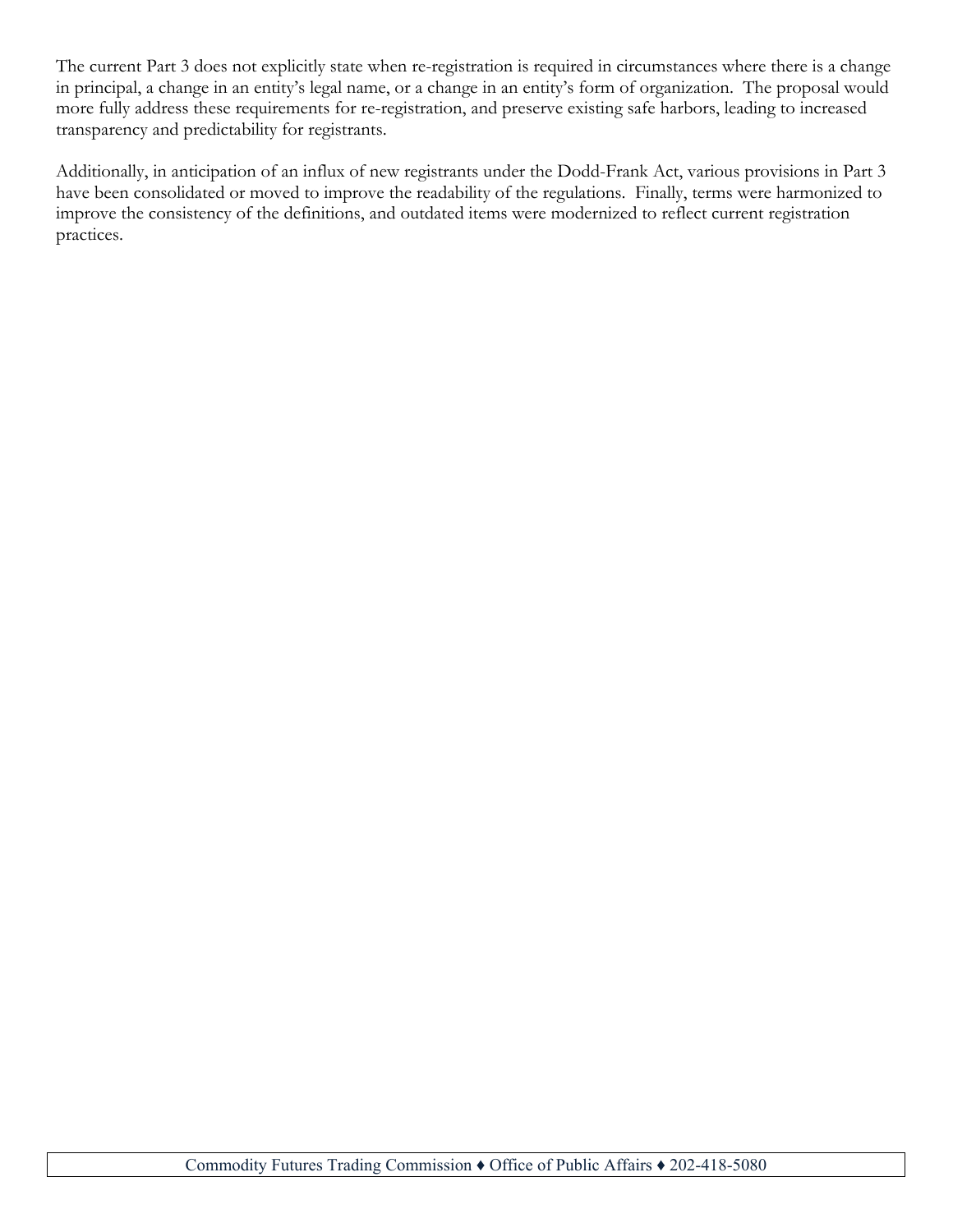The current Part 3 does not explicitly state when re-registration is required in circumstances where there is a change in principal, a change in an entity's legal name, or a change in an entity's form of organization. The proposal would more fully address these requirements for re-registration, and preserve existing safe harbors, leading to increased transparency and predictability for registrants.

Additionally, in anticipation of an influx of new registrants under the Dodd-Frank Act, various provisions in Part 3 have been consolidated or moved to improve the readability of the regulations. Finally, terms were harmonized to improve the consistency of the definitions, and outdated items were modernized to reflect current registration practices.